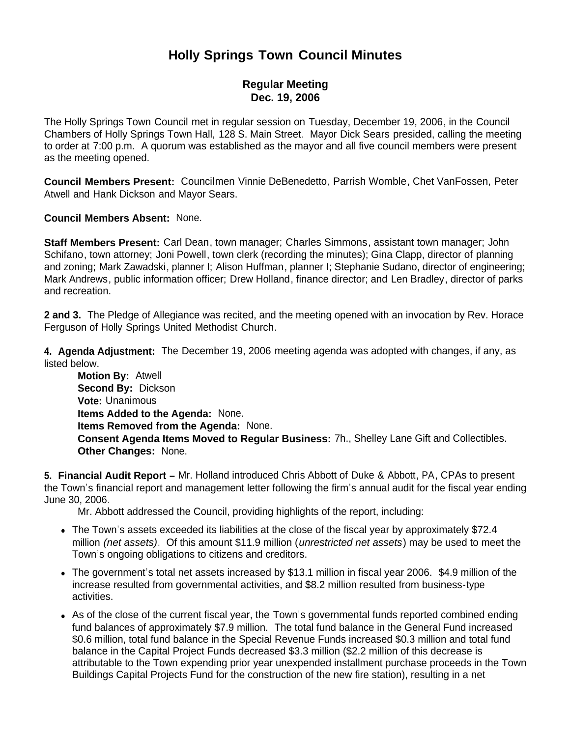# Holly Springs Town Council Minutes

## Regular Meeting
## Dec. 19, 2006

The Holly Springs Town Council met in regular session on Tuesday, December 19, 2006, in the Council Chambers of Holly Springs Town Hall, 128 S. Main Street. Mayor Dick Sears presided, calling the meeting to order at 7:00 p.m. A quorum was established as the mayor and all five council members were present as the meeting opened.

**Council Members Present:** Councilmen Vinnie DeBenedetto, Parrish Womble, Chet VanFossen, Peter Atwell and Hank Dickson and Mayor Sears.

**Council Members Absent:** None.

**Staff Members Present:** Carl Dean, town manager; Charles Simmons, assistant town manager; John Schifano, town attorney; Joni Powell, town clerk (recording the minutes); Gina Clapp, director of planning and zoning; Mark Zawadski, planner I; Alison Huffman, planner I; Stephanie Sudano, director of engineering; Mark Andrews, public information officer; Drew Holland, finance director; and Len Bradley, director of parks and recreation.

**2 and 3.** The Pledge of Allegiance was recited, and the meeting opened with an invocation by Rev. Horace Ferguson of Holly Springs United Methodist Church.

**4. Agenda Adjustment:** The December 19, 2006 meeting agenda was adopted with changes, if any, as listed below.

**Motion By:** Atwell
**Second By:** Dickson
**Vote:** Unanimous
**Items Added to the Agenda:** None.
**Items Removed from the Agenda:** None.
**Consent Agenda Items Moved to Regular Business:** 7h., Shelley Lane Gift and Collectibles.
**Other Changes:** None.

**5. Financial Audit Report –** Mr. Holland introduced Chris Abbott of Duke & Abbott, PA, CPAs to present the Town's financial report and management letter following the firm's annual audit for the fiscal year ending June 30, 2006.

Mr. Abbott addressed the Council, providing highlights of the report, including:

- The Town's assets exceeded its liabilities at the close of the fiscal year by approximately $72.4 million *(net assets)*. Of this amount $11.9 million (*unrestricted net assets*) may be used to meet the Town's ongoing obligations to citizens and creditors.
- The government's total net assets increased by $13.1 million in fiscal year 2006. $4.9 million of the increase resulted from governmental activities, and $8.2 million resulted from business-type activities.
- As of the close of the current fiscal year, the Town's governmental funds reported combined ending fund balances of approximately $7.9 million. The total fund balance in the General Fund increased $0.6 million, total fund balance in the Special Revenue Funds increased $0.3 million and total fund balance in the Capital Project Funds decreased $3.3 million ($2.2 million of this decrease is attributable to the Town expending prior year unexpended installment purchase proceeds in the Town Buildings Capital Projects Fund for the construction of the new fire station), resulting in a net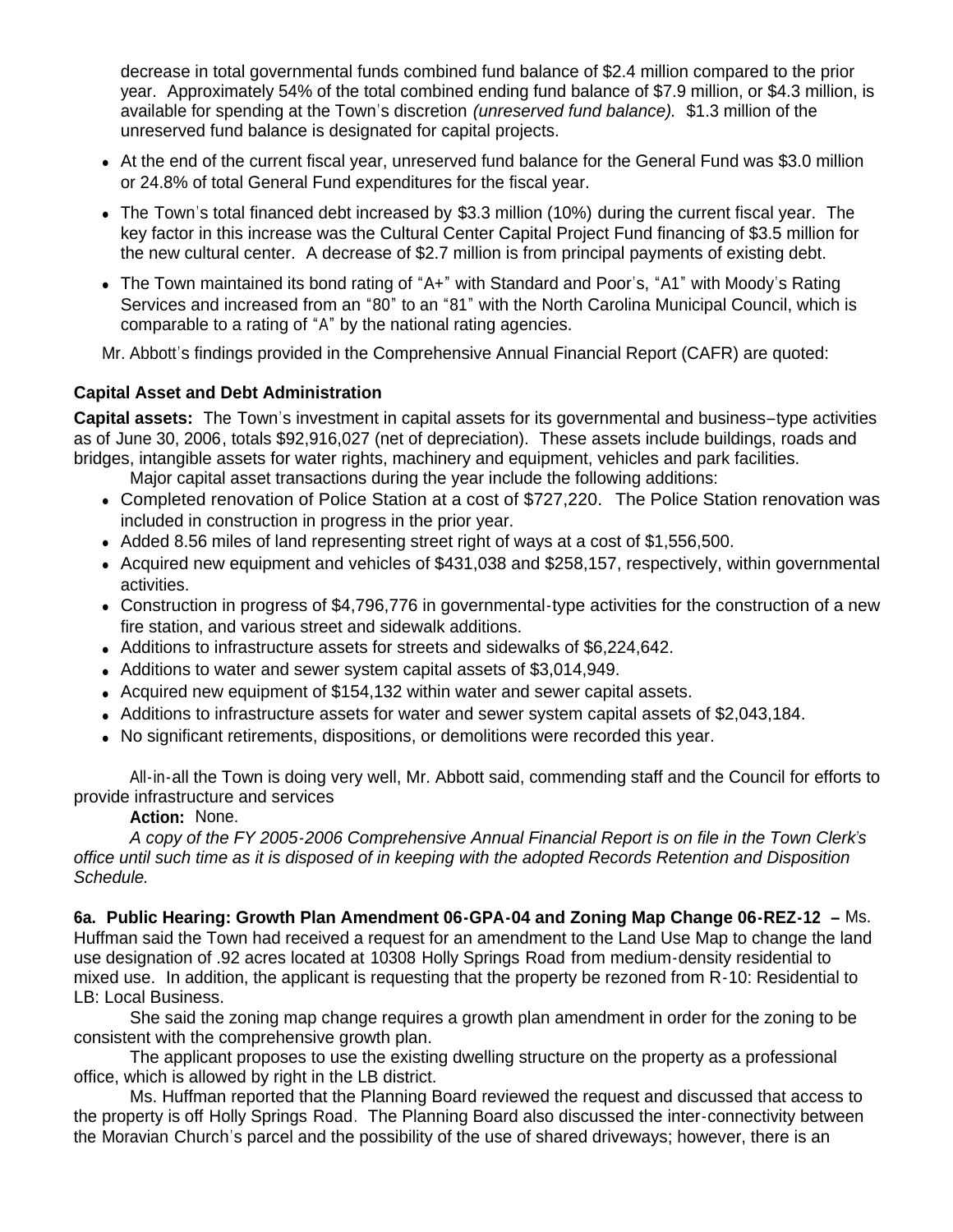decrease in total governmental funds combined fund balance of $2.4 million compared to the prior year. Approximately 54% of the total combined ending fund balance of $7.9 million, or $4.3 million, is available for spending at the Town's discretion *(unreserved fund balance).* $1.3 million of the unreserved fund balance is designated for capital projects.

- At the end of the current fiscal year, unreserved fund balance for the General Fund was $3.0 million or 24.8% of total General Fund expenditures for the fiscal year.
- The Town's total financed debt increased by $3.3 million (10%) during the current fiscal year. The key factor in this increase was the Cultural Center Capital Project Fund financing of $3.5 million for the new cultural center. A decrease of $2.7 million is from principal payments of existing debt.
- The Town maintained its bond rating of "A+" with Standard and Poor's, "A1" with Moody's Rating Services and increased from an "80" to an "81" with the North Carolina Municipal Council, which is comparable to a rating of "A" by the national rating agencies.

Mr. Abbott's findings provided in the Comprehensive Annual Financial Report (CAFR) are quoted:

**Capital Asset and Debt Administration**

**Capital assets:** The Town's investment in capital assets for its governmental and business–type activities as of June 30, 2006, totals $92,916,027 (net of depreciation). These assets include buildings, roads and bridges, intangible assets for water rights, machinery and equipment, vehicles and park facilities.

Major capital asset transactions during the year include the following additions:

- Completed renovation of Police Station at a cost of $727,220. The Police Station renovation was included in construction in progress in the prior year.
- Added 8.56 miles of land representing street right of ways at a cost of $1,556,500.
- Acquired new equipment and vehicles of $431,038 and $258,157, respectively, within governmental activities.
- Construction in progress of $4,796,776 in governmental-type activities for the construction of a new fire station, and various street and sidewalk additions.
- Additions to infrastructure assets for streets and sidewalks of $6,224,642.
- Additions to water and sewer system capital assets of $3,014,949.
- Acquired new equipment of $154,132 within water and sewer capital assets.
- Additions to infrastructure assets for water and sewer system capital assets of $2,043,184.
- No significant retirements, dispositions, or demolitions were recorded this year.

All-in-all the Town is doing very well, Mr. Abbott said, commending staff and the Council for efforts to provide infrastructure and services

**Action:** None.

*A copy of the FY 2005-2006 Comprehensive Annual Financial Report is on file in the Town Clerk's office until such time as it is disposed of in keeping with the adopted Records Retention and Disposition Schedule.*

**6a. Public Hearing: Growth Plan Amendment 06-GPA-04 and Zoning Map Change 06-REZ-12 –** Ms. Huffman said the Town had received a request for an amendment to the Land Use Map to change the land use designation of .92 acres located at 10308 Holly Springs Road from medium-density residential to mixed use. In addition, the applicant is requesting that the property be rezoned from R-10: Residential to LB: Local Business.

She said the zoning map change requires a growth plan amendment in order for the zoning to be consistent with the comprehensive growth plan.

The applicant proposes to use the existing dwelling structure on the property as a professional office, which is allowed by right in the LB district.

Ms. Huffman reported that the Planning Board reviewed the request and discussed that access to the property is off Holly Springs Road. The Planning Board also discussed the inter-connectivity between the Moravian Church's parcel and the possibility of the use of shared driveways; however, there is an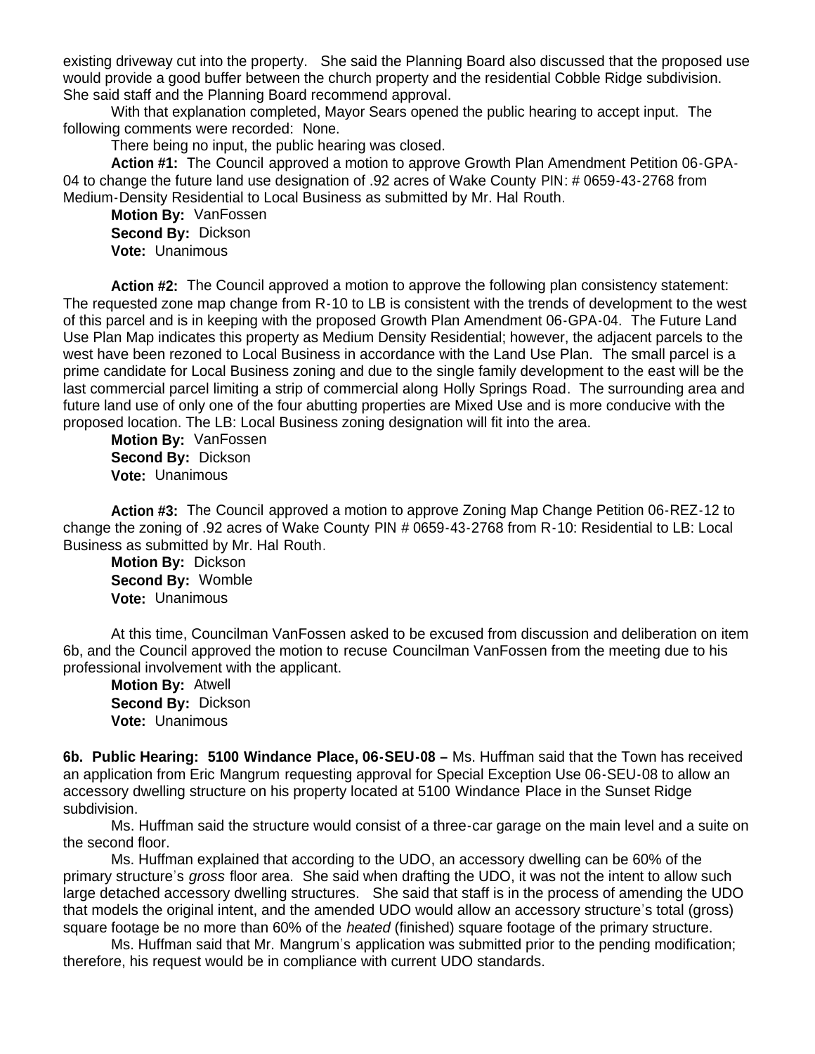existing driveway cut into the property. She said the Planning Board also discussed that the proposed use would provide a good buffer between the church property and the residential Cobble Ridge subdivision. She said staff and the Planning Board recommend approval.

With that explanation completed, Mayor Sears opened the public hearing to accept input. The following comments were recorded: None.

There being no input, the public hearing was closed.

**Action #1:** The Council approved a motion to approve Growth Plan Amendment Petition 06-GPA-04 to change the future land use designation of .92 acres of Wake County PIN: # 0659-43-2768 from Medium-Density Residential to Local Business as submitted by Mr. Hal Routh.

**Motion By:** VanFossen
**Second By:** Dickson
**Vote:** Unanimous

**Action #2:** The Council approved a motion to approve the following plan consistency statement: The requested zone map change from R-10 to LB is consistent with the trends of development to the west of this parcel and is in keeping with the proposed Growth Plan Amendment 06-GPA-04. The Future Land Use Plan Map indicates this property as Medium Density Residential; however, the adjacent parcels to the west have been rezoned to Local Business in accordance with the Land Use Plan. The small parcel is a prime candidate for Local Business zoning and due to the single family development to the east will be the last commercial parcel limiting a strip of commercial along Holly Springs Road. The surrounding area and future land use of only one of the four abutting properties are Mixed Use and is more conducive with the proposed location. The LB: Local Business zoning designation will fit into the area.

**Motion By:** VanFossen
**Second By:** Dickson
**Vote:** Unanimous

**Action #3:** The Council approved a motion to approve Zoning Map Change Petition 06-REZ-12 to change the zoning of .92 acres of Wake County PIN # 0659-43-2768 from R-10: Residential to LB: Local Business as submitted by Mr. Hal Routh.

**Motion By:** Dickson
**Second By:** Womble
**Vote:** Unanimous

At this time, Councilman VanFossen asked to be excused from discussion and deliberation on item 6b, and the Council approved the motion to recuse Councilman VanFossen from the meeting due to his professional involvement with the applicant.

**Motion By:** Atwell
**Second By:** Dickson
**Vote:** Unanimous

**6b. Public Hearing: 5100 Windance Place, 06-SEU-08 –** Ms. Huffman said that the Town has received an application from Eric Mangrum requesting approval for Special Exception Use 06-SEU-08 to allow an accessory dwelling structure on his property located at 5100 Windance Place in the Sunset Ridge subdivision.

Ms. Huffman said the structure would consist of a three-car garage on the main level and a suite on the second floor.

Ms. Huffman explained that according to the UDO, an accessory dwelling can be 60% of the primary structure's *gross* floor area. She said when drafting the UDO, it was not the intent to allow such large detached accessory dwelling structures. She said that staff is in the process of amending the UDO that models the original intent, and the amended UDO would allow an accessory structure's total (gross) square footage be no more than 60% of the *heated* (finished) square footage of the primary structure.

Ms. Huffman said that Mr. Mangrum's application was submitted prior to the pending modification; therefore, his request would be in compliance with current UDO standards.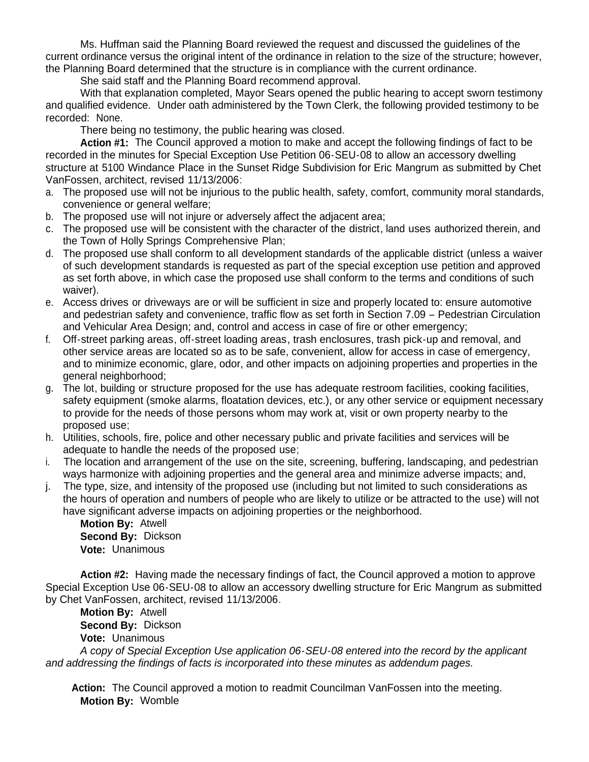Ms. Huffman said the Planning Board reviewed the request and discussed the guidelines of the current ordinance versus the original intent of the ordinance in relation to the size of the structure; however, the Planning Board determined that the structure is in compliance with the current ordinance.

She said staff and the Planning Board recommend approval.

With that explanation completed, Mayor Sears opened the public hearing to accept sworn testimony and qualified evidence. Under oath administered by the Town Clerk, the following provided testimony to be recorded: None.

There being no testimony, the public hearing was closed.

**Action #1:** The Council approved a motion to make and accept the following findings of fact to be recorded in the minutes for Special Exception Use Petition 06-SEU-08 to allow an accessory dwelling structure at 5100 Windance Place in the Sunset Ridge Subdivision for Eric Mangrum as submitted by Chet VanFossen, architect, revised 11/13/2006:

a. The proposed use will not be injurious to the public health, safety, comfort, community moral standards, convenience or general welfare;
b. The proposed use will not injure or adversely affect the adjacent area;
c. The proposed use will be consistent with the character of the district, land uses authorized therein, and the Town of Holly Springs Comprehensive Plan;
d. The proposed use shall conform to all development standards of the applicable district (unless a waiver of such development standards is requested as part of the special exception use petition and approved as set forth above, in which case the proposed use shall conform to the terms and conditions of such waiver).
e. Access drives or driveways are or will be sufficient in size and properly located to: ensure automotive and pedestrian safety and convenience, traffic flow as set forth in Section 7.09 – Pedestrian Circulation and Vehicular Area Design; and, control and access in case of fire or other emergency;
f. Off-street parking areas, off-street loading areas, trash enclosures, trash pick-up and removal, and other service areas are located so as to be safe, convenient, allow for access in case of emergency, and to minimize economic, glare, odor, and other impacts on adjoining properties and properties in the general neighborhood;
g. The lot, building or structure proposed for the use has adequate restroom facilities, cooking facilities, safety equipment (smoke alarms, floatation devices, etc.), or any other service or equipment necessary to provide for the needs of those persons whom may work at, visit or own property nearby to the proposed use;
h. Utilities, schools, fire, police and other necessary public and private facilities and services will be adequate to handle the needs of the proposed use;
i. The location and arrangement of the use on the site, screening, buffering, landscaping, and pedestrian ways harmonize with adjoining properties and the general area and minimize adverse impacts; and,
j. The type, size, and intensity of the proposed use (including but not limited to such considerations as the hours of operation and numbers of people who are likely to utilize or be attracted to the use) will not have significant adverse impacts on adjoining properties or the neighborhood.

**Motion By:** Atwell
**Second By:** Dickson
**Vote:** Unanimous

**Action #2:** Having made the necessary findings of fact, the Council approved a motion to approve Special Exception Use 06-SEU-08 to allow an accessory dwelling structure for Eric Mangrum as submitted by Chet VanFossen, architect, revised 11/13/2006.

**Motion By:** Atwell
**Second By:** Dickson
**Vote:** Unanimous

*A copy of Special Exception Use application 06-SEU-08 entered into the record by the applicant and addressing the findings of facts is incorporated into these minutes as addendum pages.*

**Action:** The Council approved a motion to readmit Councilman VanFossen into the meeting.
**Motion By:** Womble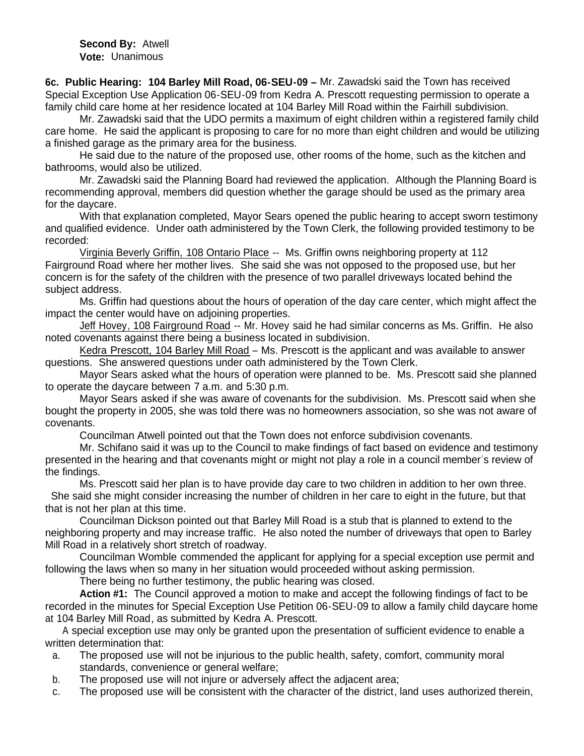**Second By:** Atwell
**Vote:** Unanimous

**6c. Public Hearing: 104 Barley Mill Road, 06-SEU-09 –** Mr. Zawadski said the Town has received Special Exception Use Application 06-SEU-09 from Kedra A. Prescott requesting permission to operate a family child care home at her residence located at 104 Barley Mill Road within the Fairhill subdivision.

Mr. Zawadski said that the UDO permits a maximum of eight children within a registered family child care home. He said the applicant is proposing to care for no more than eight children and would be utilizing a finished garage as the primary area for the business.

He said due to the nature of the proposed use, other rooms of the home, such as the kitchen and bathrooms, would also be utilized.

Mr. Zawadski said the Planning Board had reviewed the application. Although the Planning Board is recommending approval, members did question whether the garage should be used as the primary area for the daycare.

With that explanation completed, Mayor Sears opened the public hearing to accept sworn testimony and qualified evidence. Under oath administered by the Town Clerk, the following provided testimony to be recorded:

Virginia Beverly Griffin, 108 Ontario Place -- Ms. Griffin owns neighboring property at 112 Fairground Road where her mother lives. She said she was not opposed to the proposed use, but her concern is for the safety of the children with the presence of two parallel driveways located behind the subject address.

Ms. Griffin had questions about the hours of operation of the day care center, which might affect the impact the center would have on adjoining properties.

Jeff Hovey, 108 Fairground Road -- Mr. Hovey said he had similar concerns as Ms. Griffin. He also noted covenants against there being a business located in subdivision.

Kedra Prescott, 104 Barley Mill Road – Ms. Prescott is the applicant and was available to answer questions. She answered questions under oath administered by the Town Clerk.

Mayor Sears asked what the hours of operation were planned to be. Ms. Prescott said she planned to operate the daycare between 7 a.m. and 5:30 p.m.

Mayor Sears asked if she was aware of covenants for the subdivision. Ms. Prescott said when she bought the property in 2005, she was told there was no homeowners association, so she was not aware of covenants.

Councilman Atwell pointed out that the Town does not enforce subdivision covenants.

Mr. Schifano said it was up to the Council to make findings of fact based on evidence and testimony presented in the hearing and that covenants might or might not play a role in a council member's review of the findings.

Ms. Prescott said her plan is to have provide day care to two children in addition to her own three. She said she might consider increasing the number of children in her care to eight in the future, but that that is not her plan at this time.

Councilman Dickson pointed out that Barley Mill Road is a stub that is planned to extend to the neighboring property and may increase traffic. He also noted the number of driveways that open to Barley Mill Road in a relatively short stretch of roadway.

Councilman Womble commended the applicant for applying for a special exception use permit and following the laws when so many in her situation would proceeded without asking permission.

There being no further testimony, the public hearing was closed.

**Action #1:** The Council approved a motion to make and accept the following findings of fact to be recorded in the minutes for Special Exception Use Petition 06-SEU-09 to allow a family child daycare home at 104 Barley Mill Road, as submitted by Kedra A. Prescott.

A special exception use may only be granted upon the presentation of sufficient evidence to enable a written determination that:

a. The proposed use will not be injurious to the public health, safety, comfort, community moral standards, convenience or general welfare;
b. The proposed use will not injure or adversely affect the adjacent area;
c. The proposed use will be consistent with the character of the district, land uses authorized therein,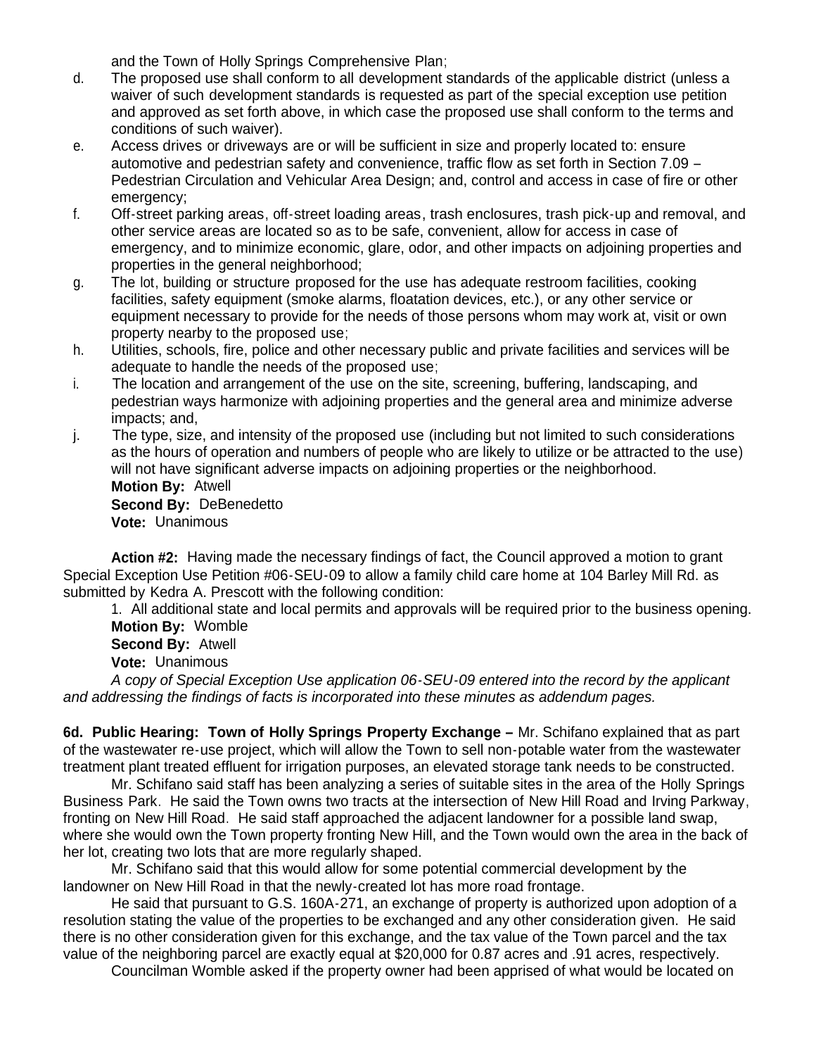and the Town of Holly Springs Comprehensive Plan;

d. The proposed use shall conform to all development standards of the applicable district (unless a waiver of such development standards is requested as part of the special exception use petition and approved as set forth above, in which case the proposed use shall conform to the terms and conditions of such waiver).

e. Access drives or driveways are or will be sufficient in size and properly located to: ensure automotive and pedestrian safety and convenience, traffic flow as set forth in Section 7.09 – Pedestrian Circulation and Vehicular Area Design; and, control and access in case of fire or other emergency;

f. Off-street parking areas, off-street loading areas, trash enclosures, trash pick-up and removal, and other service areas are located so as to be safe, convenient, allow for access in case of emergency, and to minimize economic, glare, odor, and other impacts on adjoining properties and properties in the general neighborhood;

g. The lot, building or structure proposed for the use has adequate restroom facilities, cooking facilities, safety equipment (smoke alarms, floatation devices, etc.), or any other service or equipment necessary to provide for the needs of those persons whom may work at, visit or own property nearby to the proposed use;

h. Utilities, schools, fire, police and other necessary public and private facilities and services will be adequate to handle the needs of the proposed use;

i. The location and arrangement of the use on the site, screening, buffering, landscaping, and pedestrian ways harmonize with adjoining properties and the general area and minimize adverse impacts; and,

j. The type, size, and intensity of the proposed use (including but not limited to such considerations as the hours of operation and numbers of people who are likely to utilize or be attracted to the use) will not have significant adverse impacts on adjoining properties or the neighborhood.

**Motion By:** Atwell
**Second By:** DeBenedetto
**Vote:** Unanimous

**Action #2:** Having made the necessary findings of fact, the Council approved a motion to grant Special Exception Use Petition #06-SEU-09 to allow a family child care home at 104 Barley Mill Rd. as submitted by Kedra A. Prescott with the following condition:

1. All additional state and local permits and approvals will be required prior to the business opening.

**Motion By:** Womble
**Second By:** Atwell
**Vote:** Unanimous

*A copy of Special Exception Use application 06-SEU-09 entered into the record by the applicant and addressing the findings of facts is incorporated into these minutes as addendum pages.*

**6d. Public Hearing: Town of Holly Springs Property Exchange –** Mr. Schifano explained that as part of the wastewater re-use project, which will allow the Town to sell non-potable water from the wastewater treatment plant treated effluent for irrigation purposes, an elevated storage tank needs to be constructed.

Mr. Schifano said staff has been analyzing a series of suitable sites in the area of the Holly Springs Business Park. He said the Town owns two tracts at the intersection of New Hill Road and Irving Parkway, fronting on New Hill Road. He said staff approached the adjacent landowner for a possible land swap, where she would own the Town property fronting New Hill, and the Town would own the area in the back of her lot, creating two lots that are more regularly shaped.

Mr. Schifano said that this would allow for some potential commercial development by the landowner on New Hill Road in that the newly-created lot has more road frontage.

He said that pursuant to G.S. 160A-271, an exchange of property is authorized upon adoption of a resolution stating the value of the properties to be exchanged and any other consideration given. He said there is no other consideration given for this exchange, and the tax value of the Town parcel and the tax value of the neighboring parcel are exactly equal at $20,000 for 0.87 acres and .91 acres, respectively.

Councilman Womble asked if the property owner had been apprised of what would be located on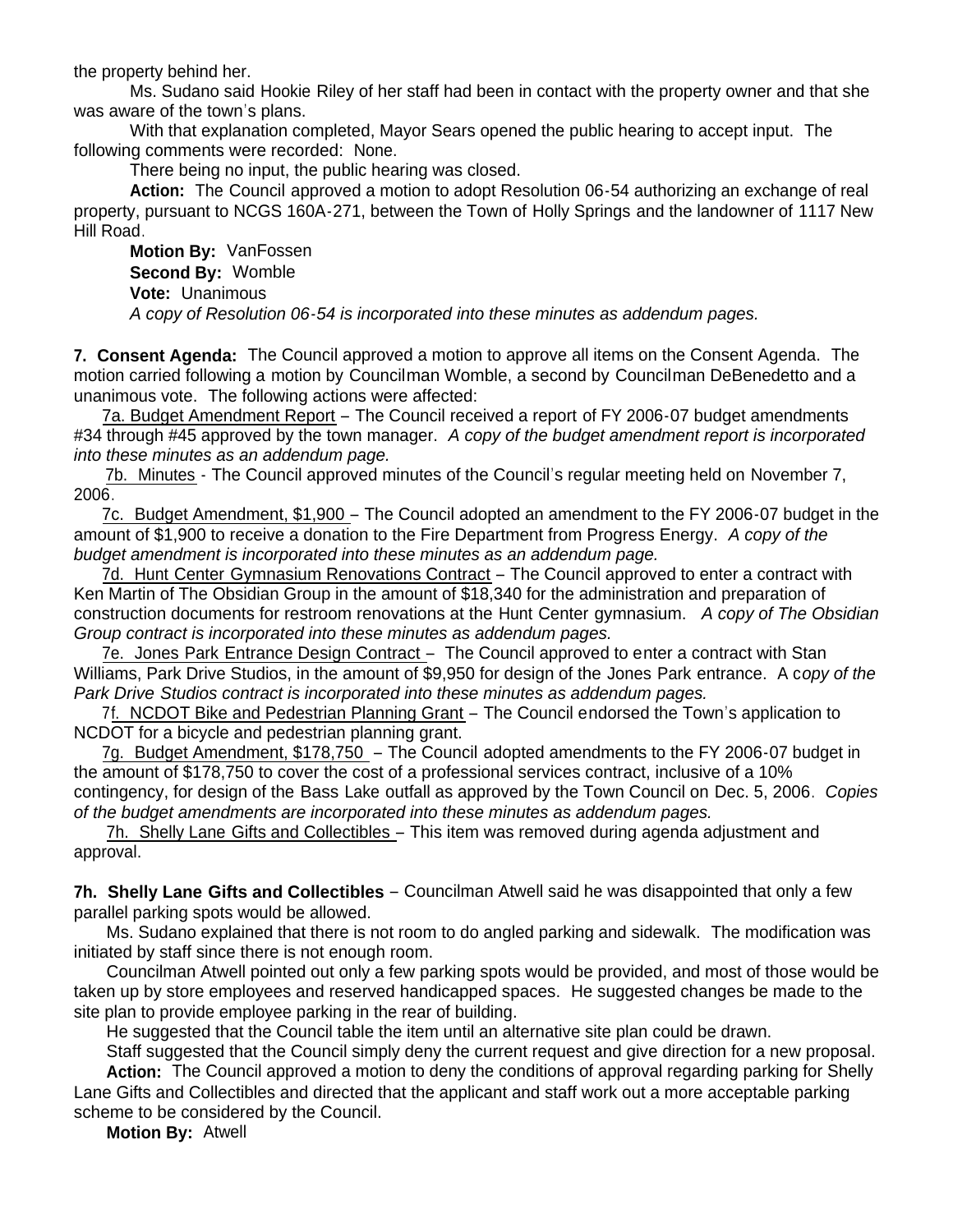the property behind her.

Ms. Sudano said Hookie Riley of her staff had been in contact with the property owner and that she was aware of the town's plans.

With that explanation completed, Mayor Sears opened the public hearing to accept input. The following comments were recorded: None.

There being no input, the public hearing was closed.

**Action:** The Council approved a motion to adopt Resolution 06-54 authorizing an exchange of real property, pursuant to NCGS 160A-271, between the Town of Holly Springs and the landowner of 1117 New Hill Road.

**Motion By:** VanFossen
**Second By:** Womble
**Vote:** Unanimous
*A copy of Resolution 06-54 is incorporated into these minutes as addendum pages.*

**7. Consent Agenda:** The Council approved a motion to approve all items on the Consent Agenda. The motion carried following a motion by Councilman Womble, a second by Councilman DeBenedetto and a unanimous vote. The following actions were affected:

7a. Budget Amendment Report – The Council received a report of FY 2006-07 budget amendments #34 through #45 approved by the town manager. *A copy of the budget amendment report is incorporated into these minutes as an addendum page.*

7b. Minutes - The Council approved minutes of the Council's regular meeting held on November 7, 2006.

7c. Budget Amendment, $1,900 – The Council adopted an amendment to the FY 2006-07 budget in the amount of $1,900 to receive a donation to the Fire Department from Progress Energy. *A copy of the budget amendment is incorporated into these minutes as an addendum page.*

7d. Hunt Center Gymnasium Renovations Contract – The Council approved to enter a contract with Ken Martin of The Obsidian Group in the amount of $18,340 for the administration and preparation of construction documents for restroom renovations at the Hunt Center gymnasium. *A copy of The Obsidian Group contract is incorporated into these minutes as addendum pages.*

7e. Jones Park Entrance Design Contract – The Council approved to enter a contract with Stan Williams, Park Drive Studios, in the amount of $9,950 for design of the Jones Park entrance. A c*opy of the Park Drive Studios contract is incorporated into these minutes as addendum pages.*

7f. NCDOT Bike and Pedestrian Planning Grant – The Council endorsed the Town's application to NCDOT for a bicycle and pedestrian planning grant.

7g. Budget Amendment, $178,750 – The Council adopted amendments to the FY 2006-07 budget in the amount of $178,750 to cover the cost of a professional services contract, inclusive of a 10% contingency, for design of the Bass Lake outfall as approved by the Town Council on Dec. 5, 2006. *Copies of the budget amendments are incorporated into these minutes as addendum pages.*

7h. Shelly Lane Gifts and Collectibles – This item was removed during agenda adjustment and approval.

**7h. Shelly Lane Gifts and Collectibles** – Councilman Atwell said he was disappointed that only a few parallel parking spots would be allowed.

Ms. Sudano explained that there is not room to do angled parking and sidewalk. The modification was initiated by staff since there is not enough room.

Councilman Atwell pointed out only a few parking spots would be provided, and most of those would be taken up by store employees and reserved handicapped spaces. He suggested changes be made to the site plan to provide employee parking in the rear of building.

He suggested that the Council table the item until an alternative site plan could be drawn.

Staff suggested that the Council simply deny the current request and give direction for a new proposal.

**Action:** The Council approved a motion to deny the conditions of approval regarding parking for Shelly Lane Gifts and Collectibles and directed that the applicant and staff work out a more acceptable parking scheme to be considered by the Council.

**Motion By:** Atwell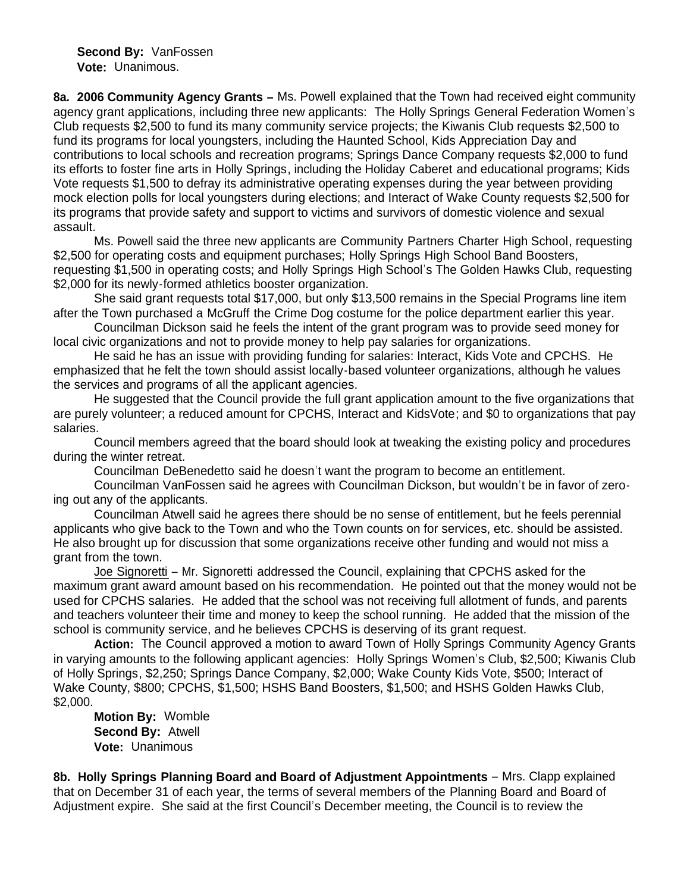**Second By:** VanFossen
**Vote:** Unanimous.

**8a. 2006 Community Agency Grants –** Ms. Powell explained that the Town had received eight community agency grant applications, including three new applicants: The Holly Springs General Federation Women's Club requests $2,500 to fund its many community service projects; the Kiwanis Club requests $2,500 to fund its programs for local youngsters, including the Haunted School, Kids Appreciation Day and contributions to local schools and recreation programs; Springs Dance Company requests $2,000 to fund its efforts to foster fine arts in Holly Springs, including the Holiday Caberet and educational programs; Kids Vote requests $1,500 to defray its administrative operating expenses during the year between providing mock election polls for local youngsters during elections; and Interact of Wake County requests $2,500 for its programs that provide safety and support to victims and survivors of domestic violence and sexual assault.

Ms. Powell said the three new applicants are Community Partners Charter High School, requesting $2,500 for operating costs and equipment purchases; Holly Springs High School Band Boosters, requesting $1,500 in operating costs; and Holly Springs High School's The Golden Hawks Club, requesting $2,000 for its newly-formed athletics booster organization.

She said grant requests total $17,000, but only $13,500 remains in the Special Programs line item after the Town purchased a McGruff the Crime Dog costume for the police department earlier this year.

Councilman Dickson said he feels the intent of the grant program was to provide seed money for local civic organizations and not to provide money to help pay salaries for organizations.

He said he has an issue with providing funding for salaries: Interact, Kids Vote and CPCHS. He emphasized that he felt the town should assist locally-based volunteer organizations, although he values the services and programs of all the applicant agencies.

He suggested that the Council provide the full grant application amount to the five organizations that are purely volunteer; a reduced amount for CPCHS, Interact and KidsVote; and $0 to organizations that pay salaries.

Council members agreed that the board should look at tweaking the existing policy and procedures during the winter retreat.

Councilman DeBenedetto said he doesn't want the program to become an entitlement.

Councilman VanFossen said he agrees with Councilman Dickson, but wouldn't be in favor of zero-ing out any of the applicants.

Councilman Atwell said he agrees there should be no sense of entitlement, but he feels perennial applicants who give back to the Town and who the Town counts on for services, etc. should be assisted. He also brought up for discussion that some organizations receive other funding and would not miss a grant from the town.

Joe Signoretti – Mr. Signoretti addressed the Council, explaining that CPCHS asked for the maximum grant award amount based on his recommendation. He pointed out that the money would not be used for CPCHS salaries. He added that the school was not receiving full allotment of funds, and parents and teachers volunteer their time and money to keep the school running. He added that the mission of the school is community service, and he believes CPCHS is deserving of its grant request.

**Action:** The Council approved a motion to award Town of Holly Springs Community Agency Grants in varying amounts to the following applicant agencies: Holly Springs Women's Club, $2,500; Kiwanis Club of Holly Springs, $2,250; Springs Dance Company, $2,000; Wake County Kids Vote, $500; Interact of Wake County, $800; CPCHS, $1,500; HSHS Band Boosters, $1,500; and HSHS Golden Hawks Club, $2,000.

**Motion By:** Womble
**Second By:** Atwell
**Vote:** Unanimous

**8b. Holly Springs Planning Board and Board of Adjustment Appointments** – Mrs. Clapp explained that on December 31 of each year, the terms of several members of the Planning Board and Board of Adjustment expire. She said at the first Council's December meeting, the Council is to review the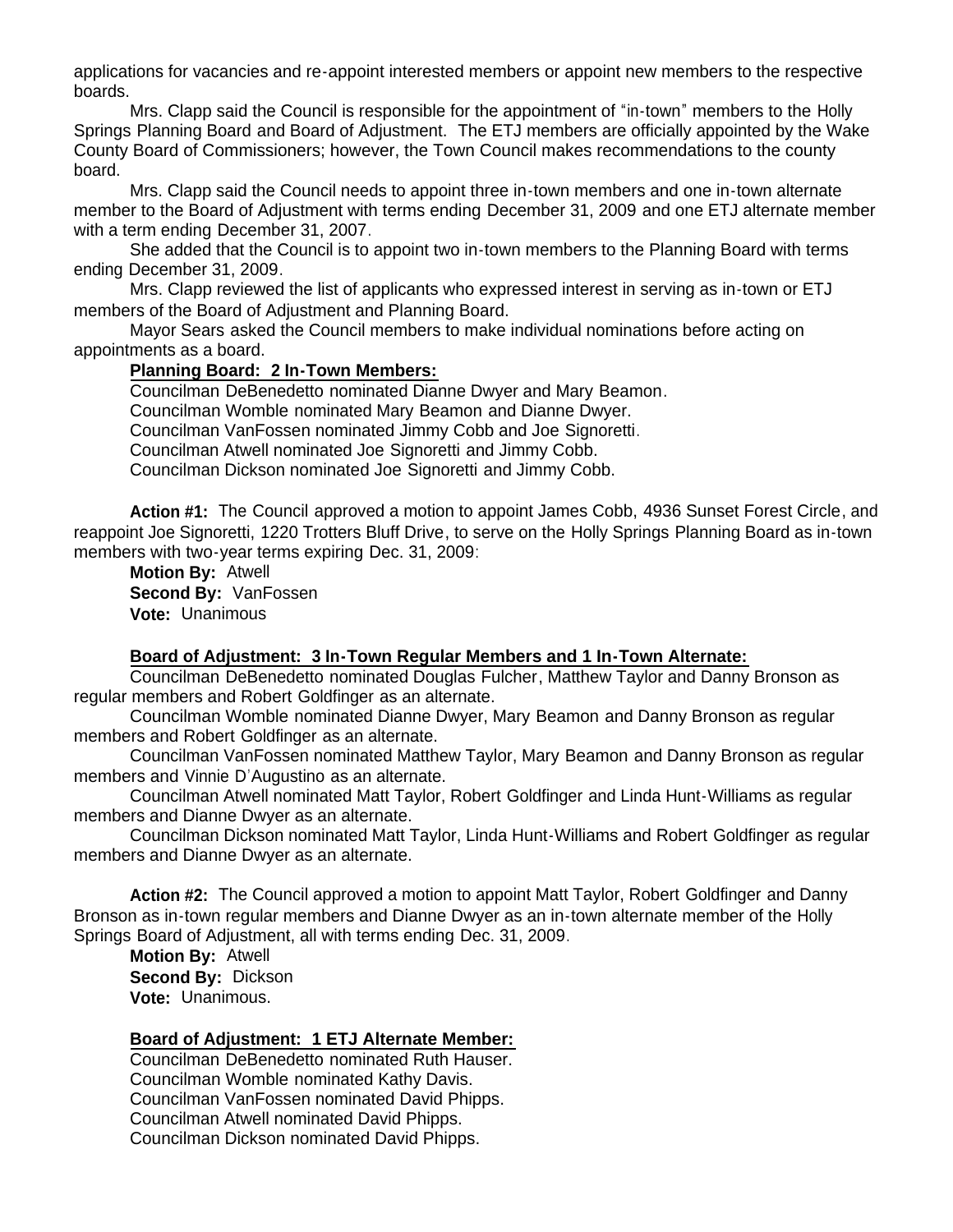applications for vacancies and re-appoint interested members or appoint new members to the respective boards.

Mrs. Clapp said the Council is responsible for the appointment of "in-town" members to the Holly Springs Planning Board and Board of Adjustment. The ETJ members are officially appointed by the Wake County Board of Commissioners; however, the Town Council makes recommendations to the county board.

Mrs. Clapp said the Council needs to appoint three in-town members and one in-town alternate member to the Board of Adjustment with terms ending December 31, 2009 and one ETJ alternate member with a term ending December 31, 2007.

She added that the Council is to appoint two in-town members to the Planning Board with terms ending December 31, 2009.

Mrs. Clapp reviewed the list of applicants who expressed interest in serving as in-town or ETJ members of the Board of Adjustment and Planning Board.

Mayor Sears asked the Council members to make individual nominations before acting on appointments as a board.

**Planning Board: 2 In-Town Members:**

Councilman DeBenedetto nominated Dianne Dwyer and Mary Beamon.
Councilman Womble nominated Mary Beamon and Dianne Dwyer.
Councilman VanFossen nominated Jimmy Cobb and Joe Signoretti.
Councilman Atwell nominated Joe Signoretti and Jimmy Cobb.
Councilman Dickson nominated Joe Signoretti and Jimmy Cobb.

**Action #1:** The Council approved a motion to appoint James Cobb, 4936 Sunset Forest Circle, and reappoint Joe Signoretti, 1220 Trotters Bluff Drive, to serve on the Holly Springs Planning Board as in-town members with two-year terms expiring Dec. 31, 2009:

**Motion By:** Atwell
**Second By:** VanFossen
**Vote:** Unanimous

**Board of Adjustment: 3 In-Town Regular Members and 1 In-Town Alternate:**

Councilman DeBenedetto nominated Douglas Fulcher, Matthew Taylor and Danny Bronson as regular members and Robert Goldfinger as an alternate.

Councilman Womble nominated Dianne Dwyer, Mary Beamon and Danny Bronson as regular members and Robert Goldfinger as an alternate.

Councilman VanFossen nominated Matthew Taylor, Mary Beamon and Danny Bronson as regular members and Vinnie D'Augustino as an alternate.

Councilman Atwell nominated Matt Taylor, Robert Goldfinger and Linda Hunt-Williams as regular members and Dianne Dwyer as an alternate.

Councilman Dickson nominated Matt Taylor, Linda Hunt-Williams and Robert Goldfinger as regular members and Dianne Dwyer as an alternate.

**Action #2:** The Council approved a motion to appoint Matt Taylor, Robert Goldfinger and Danny Bronson as in-town regular members and Dianne Dwyer as an in-town alternate member of the Holly Springs Board of Adjustment, all with terms ending Dec. 31, 2009.

**Motion By:** Atwell
**Second By:** Dickson
**Vote:** Unanimous.

**Board of Adjustment: 1 ETJ Alternate Member:**

Councilman DeBenedetto nominated Ruth Hauser.
Councilman Womble nominated Kathy Davis.
Councilman VanFossen nominated David Phipps.
Councilman Atwell nominated David Phipps.
Councilman Dickson nominated David Phipps.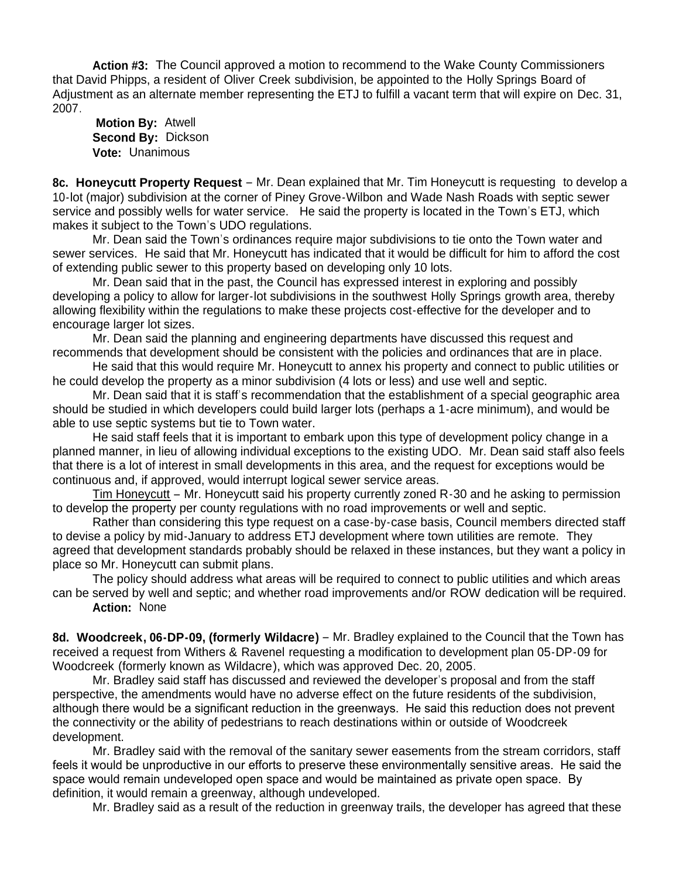**Action #3:** The Council approved a motion to recommend to the Wake County Commissioners that David Phipps, a resident of Oliver Creek subdivision, be appointed to the Holly Springs Board of Adjustment as an alternate member representing the ETJ to fulfill a vacant term that will expire on Dec. 31, 2007.

**Motion By:** Atwell
**Second By:** Dickson
**Vote:** Unanimous

**8c. Honeycutt Property Request** – Mr. Dean explained that Mr. Tim Honeycutt is requesting to develop a 10-lot (major) subdivision at the corner of Piney Grove-Wilbon and Wade Nash Roads with septic sewer service and possibly wells for water service. He said the property is located in the Town's ETJ, which makes it subject to the Town's UDO regulations.

Mr. Dean said the Town's ordinances require major subdivisions to tie onto the Town water and sewer services. He said that Mr. Honeycutt has indicated that it would be difficult for him to afford the cost of extending public sewer to this property based on developing only 10 lots.

Mr. Dean said that in the past, the Council has expressed interest in exploring and possibly developing a policy to allow for larger-lot subdivisions in the southwest Holly Springs growth area, thereby allowing flexibility within the regulations to make these projects cost-effective for the developer and to encourage larger lot sizes.

Mr. Dean said the planning and engineering departments have discussed this request and recommends that development should be consistent with the policies and ordinances that are in place.

He said that this would require Mr. Honeycutt to annex his property and connect to public utilities or he could develop the property as a minor subdivision (4 lots or less) and use well and septic.

Mr. Dean said that it is staff's recommendation that the establishment of a special geographic area should be studied in which developers could build larger lots (perhaps a 1-acre minimum), and would be able to use septic systems but tie to Town water.

He said staff feels that it is important to embark upon this type of development policy change in a planned manner, in lieu of allowing individual exceptions to the existing UDO. Mr. Dean said staff also feels that there is a lot of interest in small developments in this area, and the request for exceptions would be continuous and, if approved, would interrupt logical sewer service areas.

Tim Honeycutt – Mr. Honeycutt said his property currently zoned R-30 and he asking to permission to develop the property per county regulations with no road improvements or well and septic.

Rather than considering this type request on a case-by-case basis, Council members directed staff to devise a policy by mid-January to address ETJ development where town utilities are remote. They agreed that development standards probably should be relaxed in these instances, but they want a policy in place so Mr. Honeycutt can submit plans.

The policy should address what areas will be required to connect to public utilities and which areas can be served by well and septic; and whether road improvements and/or ROW dedication will be required.

**Action:** None

**8d. Woodcreek, 06-DP-09, (formerly Wildacre)** – Mr. Bradley explained to the Council that the Town has received a request from Withers & Ravenel requesting a modification to development plan 05-DP-09 for Woodcreek (formerly known as Wildacre), which was approved Dec. 20, 2005.

Mr. Bradley said staff has discussed and reviewed the developer's proposal and from the staff perspective, the amendments would have no adverse effect on the future residents of the subdivision, although there would be a significant reduction in the greenways. He said this reduction does not prevent the connectivity or the ability of pedestrians to reach destinations within or outside of Woodcreek development.

Mr. Bradley said with the removal of the sanitary sewer easements from the stream corridors, staff feels it would be unproductive in our efforts to preserve these environmentally sensitive areas. He said the space would remain undeveloped open space and would be maintained as private open space. By definition, it would remain a greenway, although undeveloped.

Mr. Bradley said as a result of the reduction in greenway trails, the developer has agreed that these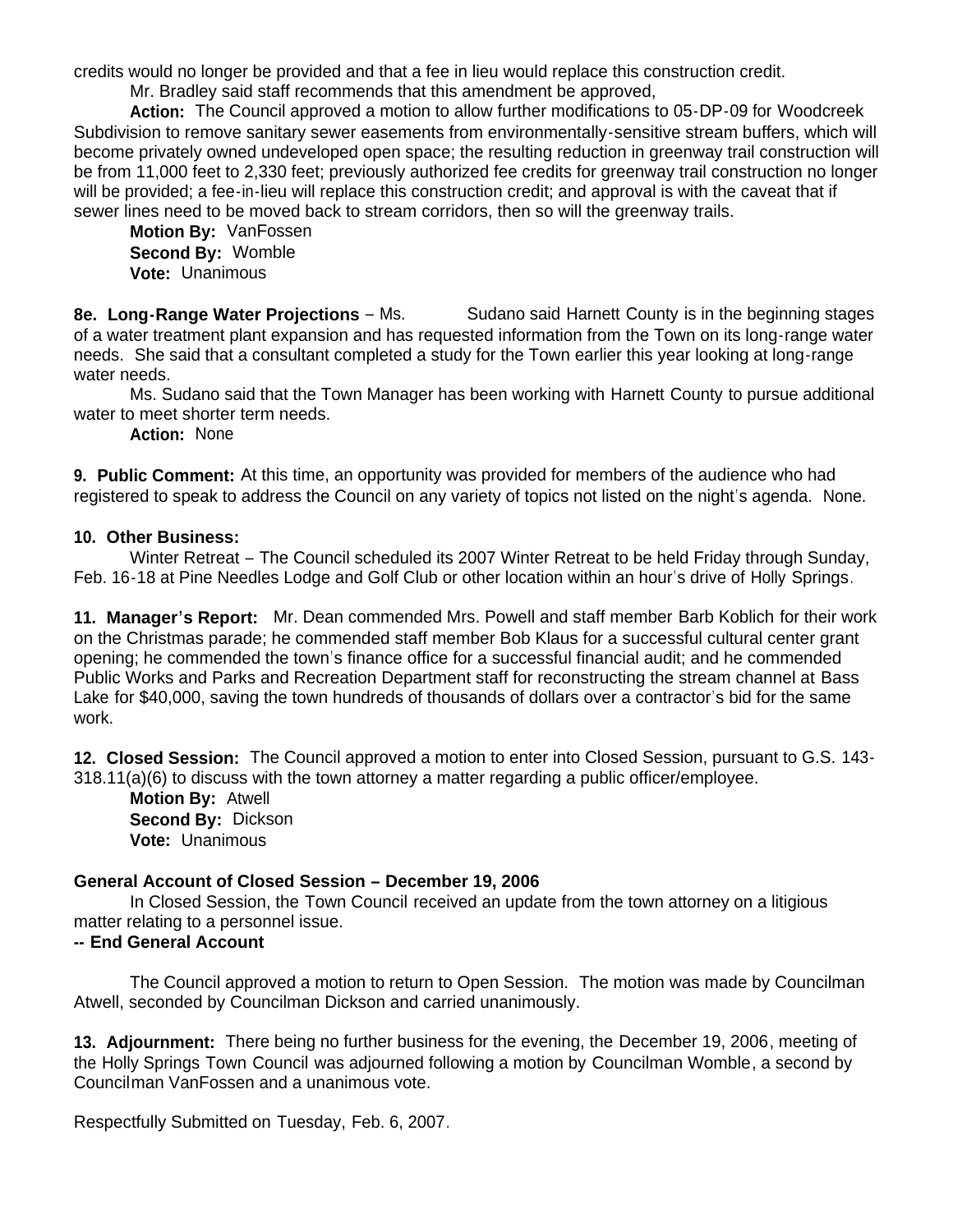credits would no longer be provided and that a fee in lieu would replace this construction credit.

Mr. Bradley said staff recommends that this amendment be approved,

**Action:** The Council approved a motion to allow further modifications to 05-DP-09 for Woodcreek Subdivision to remove sanitary sewer easements from environmentally-sensitive stream buffers, which will become privately owned undeveloped open space; the resulting reduction in greenway trail construction will be from 11,000 feet to 2,330 feet; previously authorized fee credits for greenway trail construction no longer will be provided; a fee-in-lieu will replace this construction credit; and approval is with the caveat that if sewer lines need to be moved back to stream corridors, then so will the greenway trails.

**Motion By:** VanFossen
**Second By:** Womble
**Vote:** Unanimous

**8e. Long-Range Water Projections** – Ms. Sudano said Harnett County is in the beginning stages of a water treatment plant expansion and has requested information from the Town on its long-range water needs. She said that a consultant completed a study for the Town earlier this year looking at long-range water needs.

Ms. Sudano said that the Town Manager has been working with Harnett County to pursue additional water to meet shorter term needs.

**Action:** None

**9. Public Comment:** At this time, an opportunity was provided for members of the audience who had registered to speak to address the Council on any variety of topics not listed on the night's agenda. None.

**10. Other Business:**

Winter Retreat – The Council scheduled its 2007 Winter Retreat to be held Friday through Sunday, Feb. 16-18 at Pine Needles Lodge and Golf Club or other location within an hour's drive of Holly Springs.

**11. Manager's Report:** Mr. Dean commended Mrs. Powell and staff member Barb Koblich for their work on the Christmas parade; he commended staff member Bob Klaus for a successful cultural center grant opening; he commended the town's finance office for a successful financial audit; and he commended Public Works and Parks and Recreation Department staff for reconstructing the stream channel at Bass Lake for $40,000, saving the town hundreds of thousands of dollars over a contractor's bid for the same work.

**12. Closed Session:** The Council approved a motion to enter into Closed Session, pursuant to G.S. 143-318.11(a)(6) to discuss with the town attorney a matter regarding a public officer/employee.

**Motion By:** Atwell
**Second By:** Dickson
**Vote:** Unanimous

**General Account of Closed Session – December 19, 2006**

In Closed Session, the Town Council received an update from the town attorney on a litigious matter relating to a personnel issue.

**-- End General Account**

The Council approved a motion to return to Open Session. The motion was made by Councilman Atwell, seconded by Councilman Dickson and carried unanimously.

**13. Adjournment:** There being no further business for the evening, the December 19, 2006, meeting of the Holly Springs Town Council was adjourned following a motion by Councilman Womble, a second by Councilman VanFossen and a unanimous vote.

Respectfully Submitted on Tuesday, Feb. 6, 2007.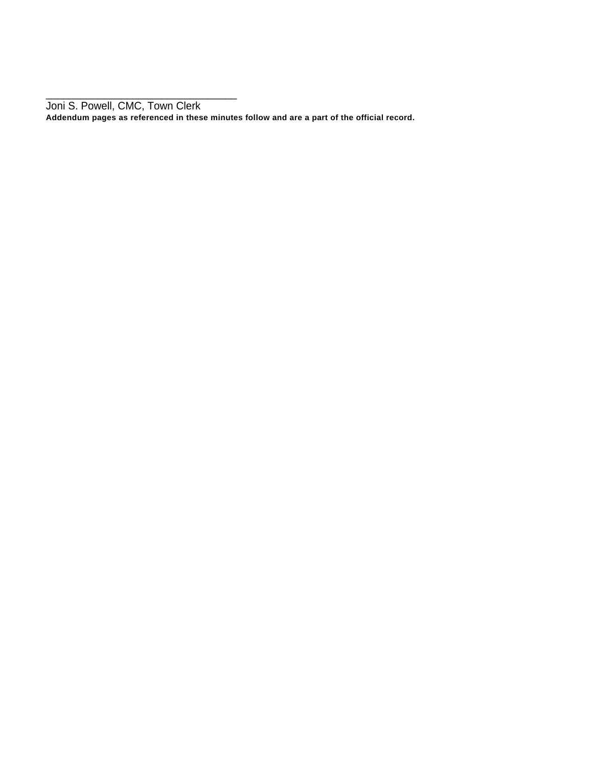\_\_\_\_\_\_\_\_\_\_\_\_\_\_\_\_\_\_\_\_\_\_\_\_\_\_\_\_\_\_\_\_

Joni S. Powell, CMC, Town Clerk

**Addendum pages as referenced in these minutes follow and are a part of the official record.**